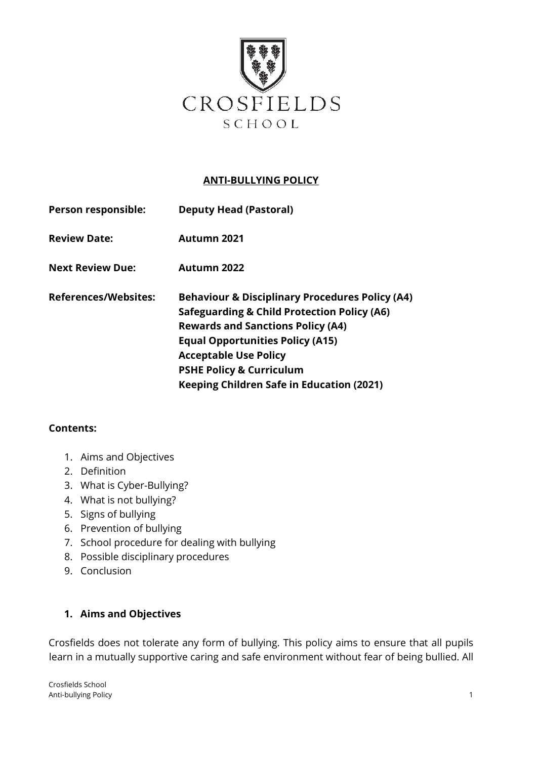CROSFIELDS

SCHOOL

**ANTI-BULLYING POLICY**

| | |
|---|---|
| **Person responsible:** | **Deputy Head (Pastoral)** |
| **Review Date:** | **Autumn 2021** |
| **Next Review Due:** | **Autumn 2022** |
| **References/Websites:** | **Behaviour & Disciplinary Procedures Policy (A4)**<br>**Safeguarding & Child Protection Policy (A6)**<br>**Rewards and Sanctions Policy (A4)**<br>**Equal Opportunities Policy (A15)**<br>**Acceptable Use Policy**<br>**PSHE Policy & Curriculum**<br>**Keeping Children Safe in Education (2021)** |

**Contents:**

1. Aims and Objectives
2. Definition
3. What is Cyber-Bullying?
4. What is not bullying?
5. Signs of bullying
6. Prevention of bullying
7. School procedure for dealing with bullying
8. Possible disciplinary procedures
9. Conclusion

## 1. Aims and Objectives

Crosfields does not tolerate any form of bullying. This policy aims to ensure that all pupils learn in a mutually supportive caring and safe environment without fear of being bullied. All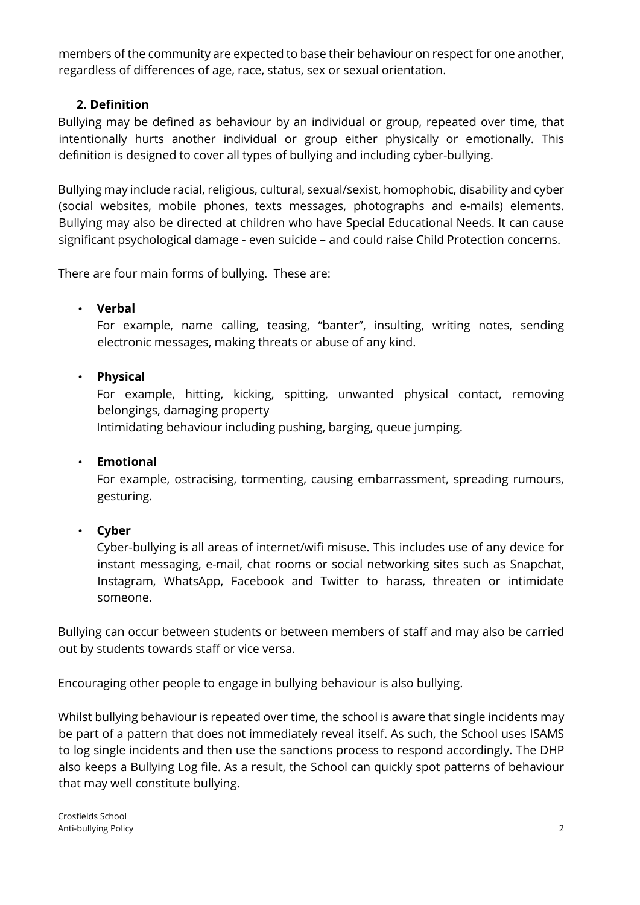members of the community are expected to base their behaviour on respect for one another, regardless of differences of age, race, status, sex or sexual orientation.

## 2. Definition

Bullying may be defined as behaviour by an individual or group, repeated over time, that intentionally hurts another individual or group either physically or emotionally. This definition is designed to cover all types of bullying and including cyber-bullying.

Bullying may include racial, religious, cultural, sexual/sexist, homophobic, disability and cyber (social websites, mobile phones, texts messages, photographs and e-mails) elements. Bullying may also be directed at children who have Special Educational Needs. It can cause significant psychological damage - even suicide – and could raise Child Protection concerns.

There are four main forms of bullying. These are:

- **Verbal**
  For example, name calling, teasing, "banter", insulting, writing notes, sending electronic messages, making threats or abuse of any kind.

- **Physical**
  For example, hitting, kicking, spitting, unwanted physical contact, removing belongings, damaging property
  Intimidating behaviour including pushing, barging, queue jumping.

- **Emotional**
  For example, ostracising, tormenting, causing embarrassment, spreading rumours, gesturing.

- **Cyber**
  Cyber-bullying is all areas of internet/wifi misuse. This includes use of any device for instant messaging, e-mail, chat rooms or social networking sites such as Snapchat, Instagram, WhatsApp, Facebook and Twitter to harass, threaten or intimidate someone.

Bullying can occur between students or between members of staff and may also be carried out by students towards staff or vice versa.

Encouraging other people to engage in bullying behaviour is also bullying.

Whilst bullying behaviour is repeated over time, the school is aware that single incidents may be part of a pattern that does not immediately reveal itself. As such, the School uses ISAMS to log single incidents and then use the sanctions process to respond accordingly. The DHP also keeps a Bullying Log file. As a result, the School can quickly spot patterns of behaviour that may well constitute bullying.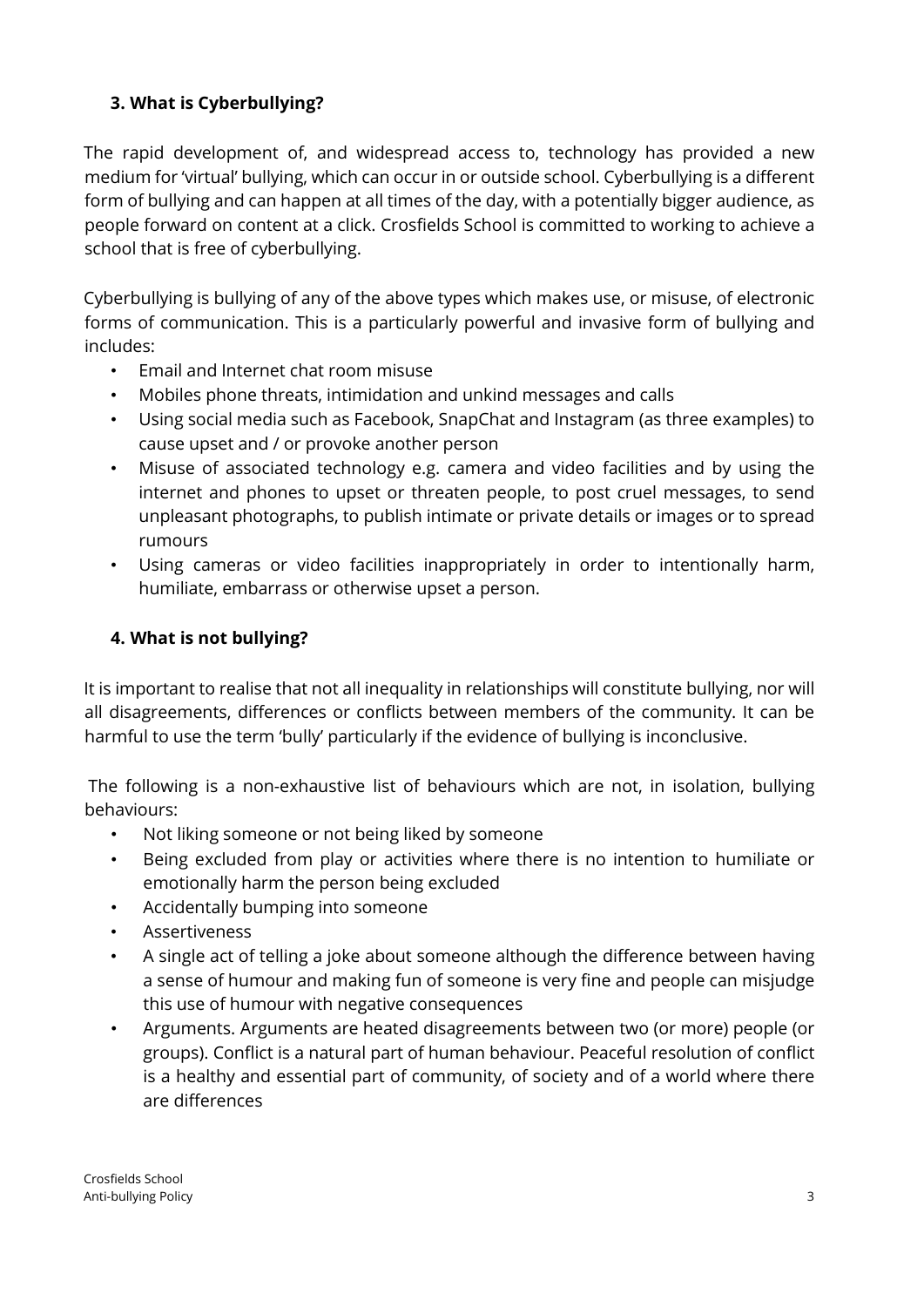### 3. What is Cyberbullying?

The rapid development of, and widespread access to, technology has provided a new medium for 'virtual' bullying, which can occur in or outside school. Cyberbullying is a different form of bullying and can happen at all times of the day, with a potentially bigger audience, as people forward on content at a click. Crosfields School is committed to working to achieve a school that is free of cyberbullying.

Cyberbullying is bullying of any of the above types which makes use, or misuse, of electronic forms of communication. This is a particularly powerful and invasive form of bullying and includes:

- Email and Internet chat room misuse
- Mobiles phone threats, intimidation and unkind messages and calls
- Using social media such as Facebook, SnapChat and Instagram (as three examples) to cause upset and / or provoke another person
- Misuse of associated technology e.g. camera and video facilities and by using the internet and phones to upset or threaten people, to post cruel messages, to send unpleasant photographs, to publish intimate or private details or images or to spread rumours
- Using cameras or video facilities inappropriately in order to intentionally harm, humiliate, embarrass or otherwise upset a person.

### 4. What is not bullying?

It is important to realise that not all inequality in relationships will constitute bullying, nor will all disagreements, differences or conflicts between members of the community. It can be harmful to use the term 'bully' particularly if the evidence of bullying is inconclusive.

The following is a non-exhaustive list of behaviours which are not, in isolation, bullying behaviours:

- Not liking someone or not being liked by someone
- Being excluded from play or activities where there is no intention to humiliate or emotionally harm the person being excluded
- Accidentally bumping into someone
- Assertiveness
- A single act of telling a joke about someone although the difference between having a sense of humour and making fun of someone is very fine and people can misjudge this use of humour with negative consequences
- Arguments. Arguments are heated disagreements between two (or more) people (or groups). Conflict is a natural part of human behaviour. Peaceful resolution of conflict is a healthy and essential part of community, of society and of a world where there are differences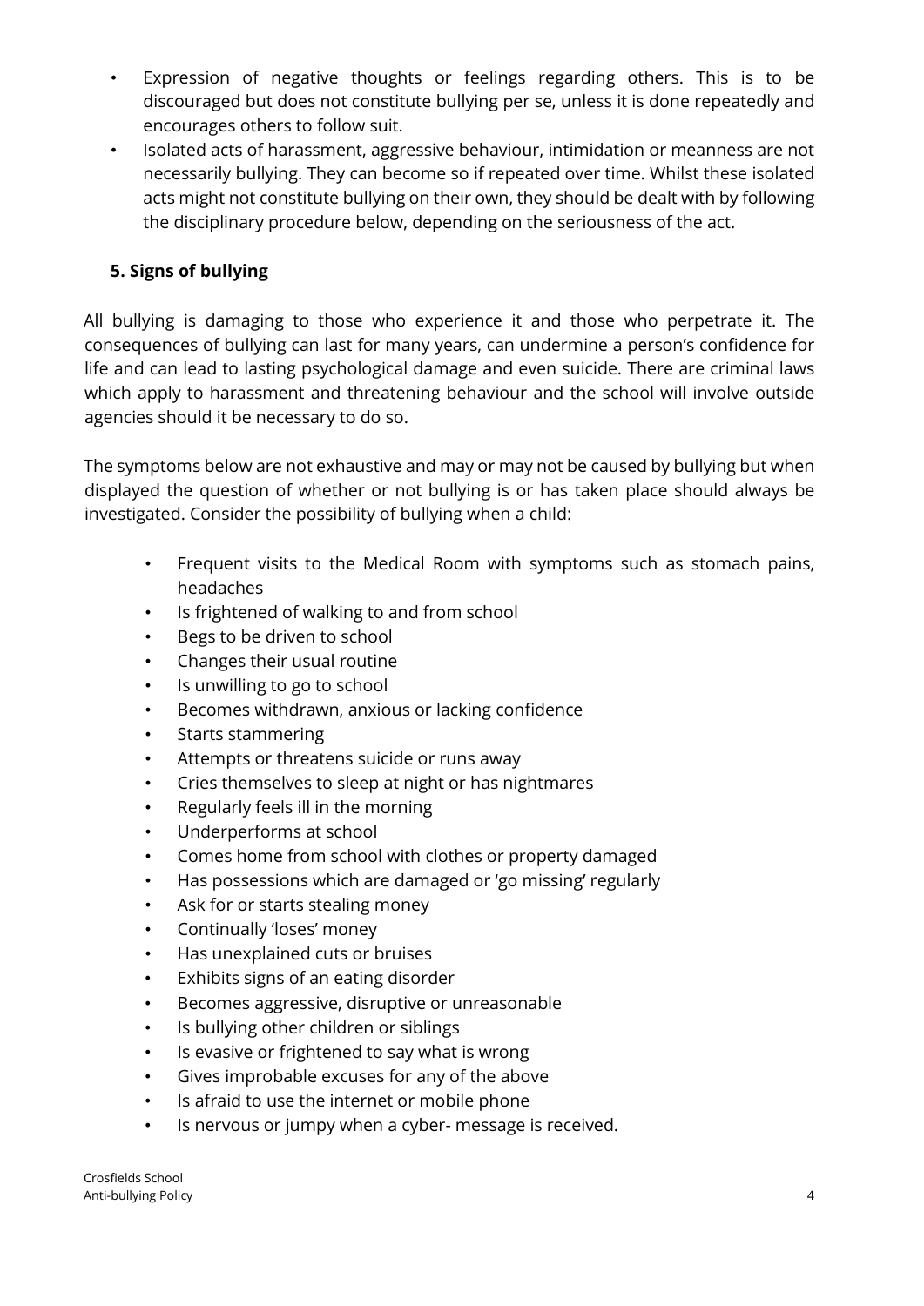- Expression of negative thoughts or feelings regarding others. This is to be discouraged but does not constitute bullying per se, unless it is done repeatedly and encourages others to follow suit.
- Isolated acts of harassment, aggressive behaviour, intimidation or meanness are not necessarily bullying. They can become so if repeated over time. Whilst these isolated acts might not constitute bullying on their own, they should be dealt with by following the disciplinary procedure below, depending on the seriousness of the act.

## 5. Signs of bullying

All bullying is damaging to those who experience it and those who perpetrate it. The consequences of bullying can last for many years, can undermine a person's confidence for life and can lead to lasting psychological damage and even suicide. There are criminal laws which apply to harassment and threatening behaviour and the school will involve outside agencies should it be necessary to do so.

The symptoms below are not exhaustive and may or may not be caused by bullying but when displayed the question of whether or not bullying is or has taken place should always be investigated. Consider the possibility of bullying when a child:

- Frequent visits to the Medical Room with symptoms such as stomach pains, headaches
- Is frightened of walking to and from school
- Begs to be driven to school
- Changes their usual routine
- Is unwilling to go to school
- Becomes withdrawn, anxious or lacking confidence
- Starts stammering
- Attempts or threatens suicide or runs away
- Cries themselves to sleep at night or has nightmares
- Regularly feels ill in the morning
- Underperforms at school
- Comes home from school with clothes or property damaged
- Has possessions which are damaged or 'go missing' regularly
- Ask for or starts stealing money
- Continually 'loses' money
- Has unexplained cuts or bruises
- Exhibits signs of an eating disorder
- Becomes aggressive, disruptive or unreasonable
- Is bullying other children or siblings
- Is evasive or frightened to say what is wrong
- Gives improbable excuses for any of the above
- Is afraid to use the internet or mobile phone
- Is nervous or jumpy when a cyber- message is received.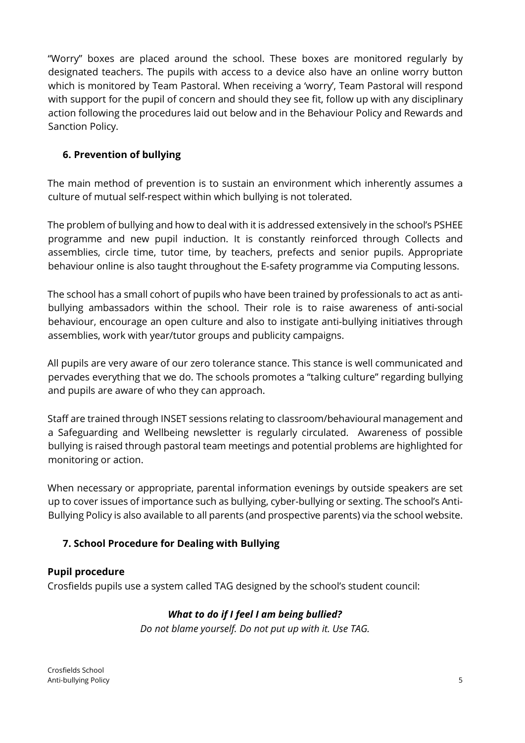"Worry" boxes are placed around the school. These boxes are monitored regularly by designated teachers. The pupils with access to a device also have an online worry button which is monitored by Team Pastoral. When receiving a 'worry', Team Pastoral will respond with support for the pupil of concern and should they see fit, follow up with any disciplinary action following the procedures laid out below and in the Behaviour Policy and Rewards and Sanction Policy.

## 6. Prevention of bullying

The main method of prevention is to sustain an environment which inherently assumes a culture of mutual self-respect within which bullying is not tolerated.

The problem of bullying and how to deal with it is addressed extensively in the school's PSHEE programme and new pupil induction. It is constantly reinforced through Collects and assemblies, circle time, tutor time, by teachers, prefects and senior pupils. Appropriate behaviour online is also taught throughout the E-safety programme via Computing lessons.

The school has a small cohort of pupils who have been trained by professionals to act as anti-bullying ambassadors within the school. Their role is to raise awareness of anti-social behaviour, encourage an open culture and also to instigate anti-bullying initiatives through assemblies, work with year/tutor groups and publicity campaigns.

All pupils are very aware of our zero tolerance stance. This stance is well communicated and pervades everything that we do. The schools promotes a "talking culture" regarding bullying and pupils are aware of who they can approach.

Staff are trained through INSET sessions relating to classroom/behavioural management and a Safeguarding and Wellbeing newsletter is regularly circulated. Awareness of possible bullying is raised through pastoral team meetings and potential problems are highlighted for monitoring or action.

When necessary or appropriate, parental information evenings by outside speakers are set up to cover issues of importance such as bullying, cyber-bullying or sexting. The school's Anti-Bullying Policy is also available to all parents (and prospective parents) via the school website.

## 7. School Procedure for Dealing with Bullying

**Pupil procedure**

Crosfields pupils use a system called TAG designed by the school's student council:

***What to do if I feel I am being bullied?***

*Do not blame yourself. Do not put up with it. Use TAG.*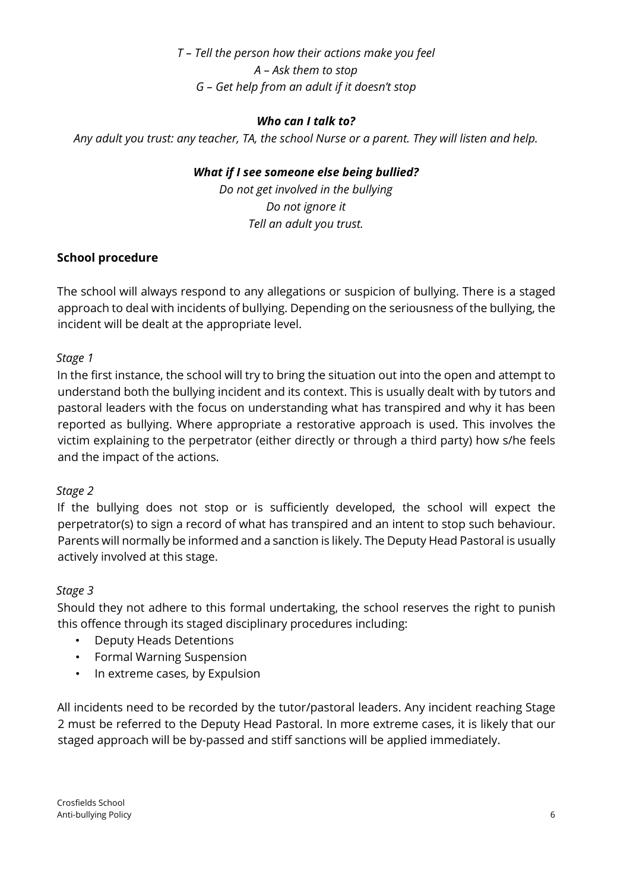*T – Tell the person how their actions make you feel*
*A – Ask them to stop*
*G – Get help from an adult if it doesn't stop*

***Who can I talk to?***

*Any adult you trust: any teacher, TA, the school Nurse or a parent. They will listen and help.*

***What if I see someone else being bullied?***

*Do not get involved in the bullying*
*Do not ignore it*
*Tell an adult you trust.*

**School procedure**

The school will always respond to any allegations or suspicion of bullying. There is a staged approach to deal with incidents of bullying. Depending on the seriousness of the bullying, the incident will be dealt at the appropriate level.

*Stage 1*

In the first instance, the school will try to bring the situation out into the open and attempt to understand both the bullying incident and its context. This is usually dealt with by tutors and pastoral leaders with the focus on understanding what has transpired and why it has been reported as bullying. Where appropriate a restorative approach is used. This involves the victim explaining to the perpetrator (either directly or through a third party) how s/he feels and the impact of the actions.

*Stage 2*

If the bullying does not stop or is sufficiently developed, the school will expect the perpetrator(s) to sign a record of what has transpired and an intent to stop such behaviour. Parents will normally be informed and a sanction is likely. The Deputy Head Pastoral is usually actively involved at this stage.

*Stage 3*

Should they not adhere to this formal undertaking, the school reserves the right to punish this offence through its staged disciplinary procedures including:

- Deputy Heads Detentions
- Formal Warning Suspension
- In extreme cases, by Expulsion

All incidents need to be recorded by the tutor/pastoral leaders. Any incident reaching Stage 2 must be referred to the Deputy Head Pastoral. In more extreme cases, it is likely that our staged approach will be by-passed and stiff sanctions will be applied immediately.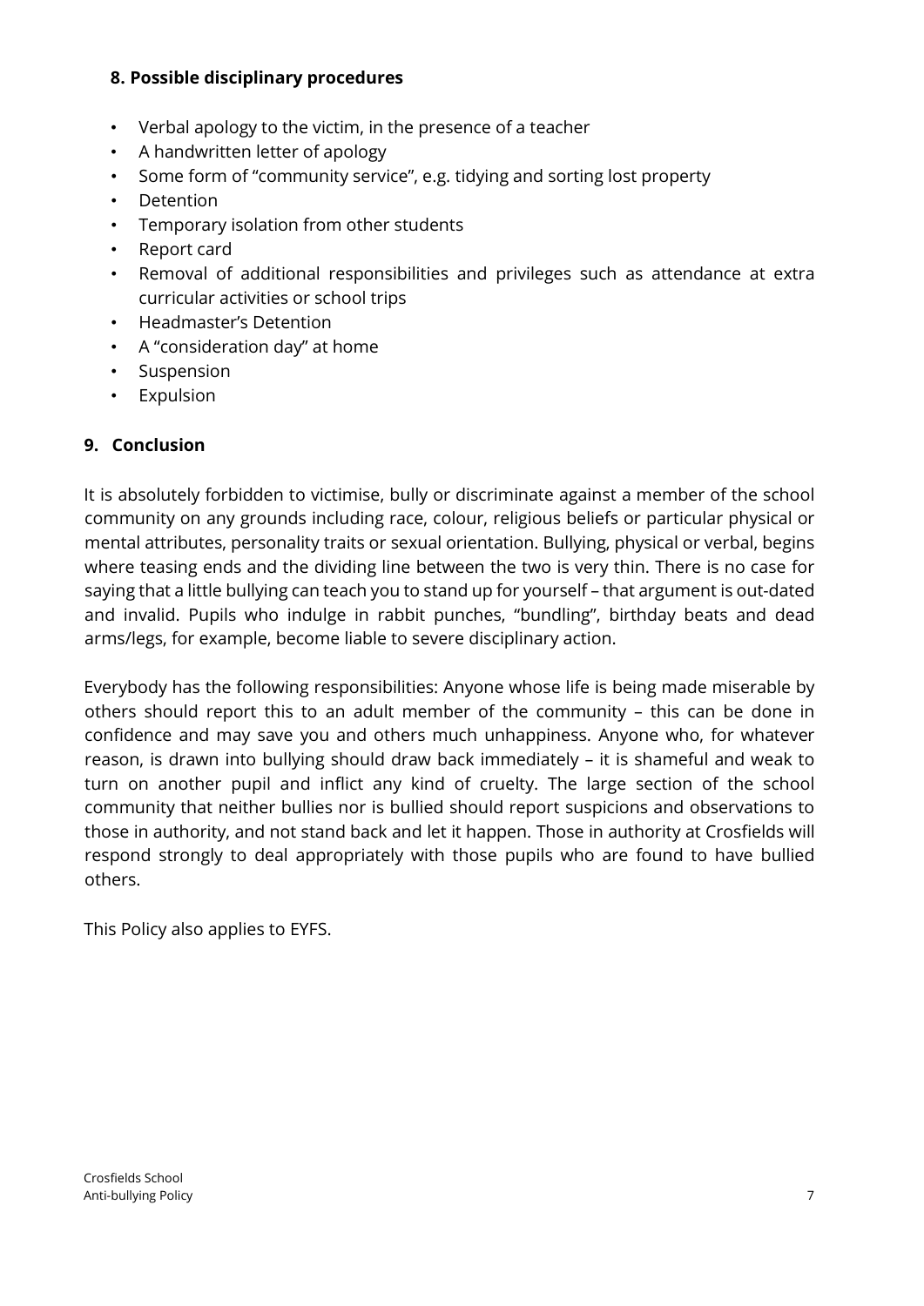## 8. Possible disciplinary procedures

- Verbal apology to the victim, in the presence of a teacher
- A handwritten letter of apology
- Some form of "community service", e.g. tidying and sorting lost property
- Detention
- Temporary isolation from other students
- Report card
- Removal of additional responsibilities and privileges such as attendance at extra curricular activities or school trips
- Headmaster's Detention
- A "consideration day" at home
- Suspension
- Expulsion

## 9. Conclusion

It is absolutely forbidden to victimise, bully or discriminate against a member of the school community on any grounds including race, colour, religious beliefs or particular physical or mental attributes, personality traits or sexual orientation. Bullying, physical or verbal, begins where teasing ends and the dividing line between the two is very thin. There is no case for saying that a little bullying can teach you to stand up for yourself – that argument is out-dated and invalid. Pupils who indulge in rabbit punches, "bundling", birthday beats and dead arms/legs, for example, become liable to severe disciplinary action.

Everybody has the following responsibilities: Anyone whose life is being made miserable by others should report this to an adult member of the community – this can be done in confidence and may save you and others much unhappiness. Anyone who, for whatever reason, is drawn into bullying should draw back immediately – it is shameful and weak to turn on another pupil and inflict any kind of cruelty. The large section of the school community that neither bullies nor is bullied should report suspicions and observations to those in authority, and not stand back and let it happen. Those in authority at Crosfields will respond strongly to deal appropriately with those pupils who are found to have bullied others.

This Policy also applies to EYFS.